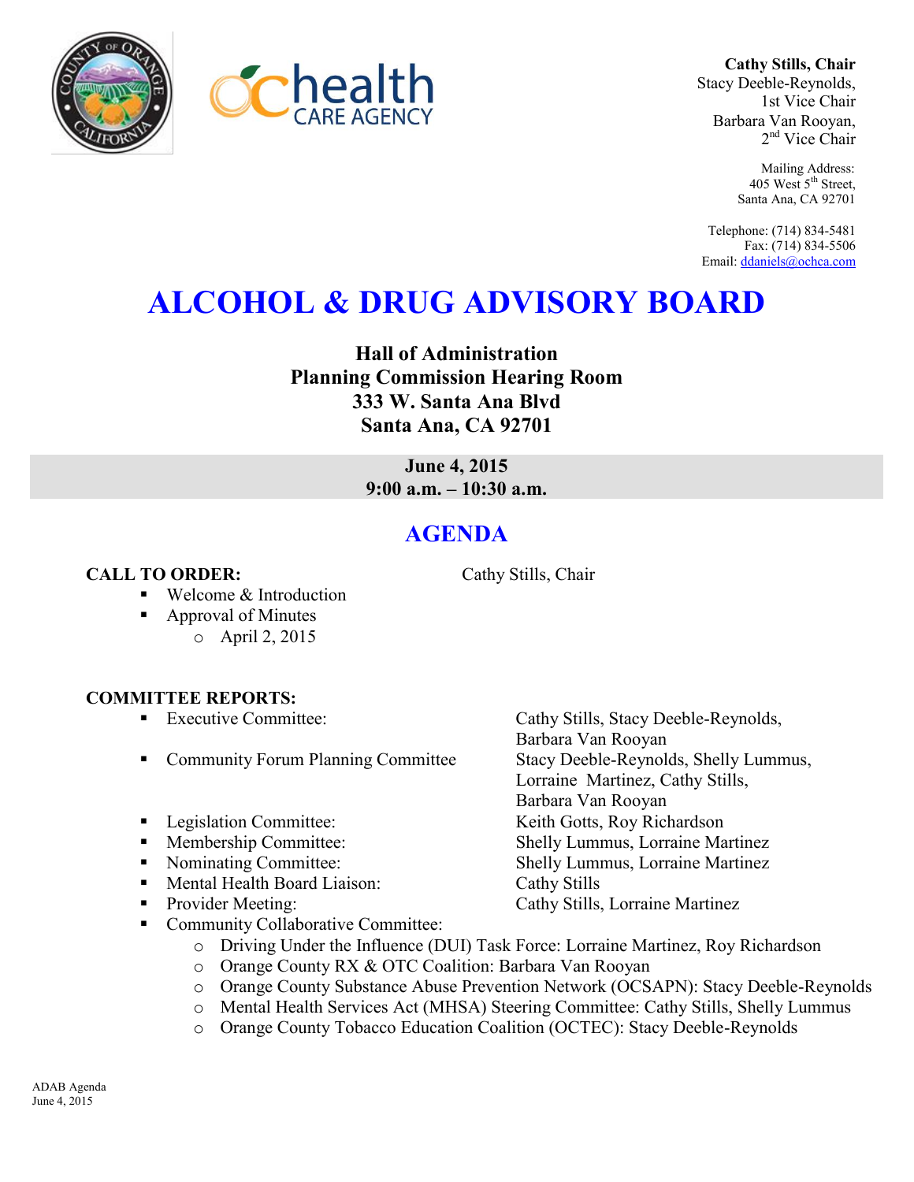**Cathy Stills, Chair**
Stacy Deeble-Reynolds,
1st Vice Chair
Barbara Van Rooyan,
2nd Vice Chair

Mailing Address:
405 West 5th Street,
Santa Ana, CA 92701

Telephone: (714) 834-5481
Fax: (714) 834-5506
Email: ddaniels@ochca.com

# ALCOHOL & DRUG ADVISORY BOARD

**Hall of Administration**
**Planning Commission Hearing Room**
**333 W. Santa Ana Blvd**
**Santa Ana, CA 92701**

**June 4, 2015**
**9:00 a.m. – 10:30 a.m.**

## AGENDA

**CALL TO ORDER:** Cathy Stills, Chair

- Welcome & Introduction
- Approval of Minutes
  - April 2, 2015

**COMMITTEE REPORTS:**

- Executive Committee: Cathy Stills, Stacy Deeble-Reynolds, Barbara Van Rooyan
- Community Forum Planning Committee: Stacy Deeble-Reynolds, Shelly Lummus, Lorraine Martinez, Cathy Stills, Barbara Van Rooyan
- Legislation Committee: Keith Gotts, Roy Richardson
- Membership Committee: Shelly Lummus, Lorraine Martinez
- Nominating Committee: Shelly Lummus, Lorraine Martinez
- Mental Health Board Liaison: Cathy Stills
- Provider Meeting: Cathy Stills, Lorraine Martinez
- Community Collaborative Committee:
  - Driving Under the Influence (DUI) Task Force: Lorraine Martinez, Roy Richardson
  - Orange County RX & OTC Coalition: Barbara Van Rooyan
  - Orange County Substance Abuse Prevention Network (OCSAPN): Stacy Deeble-Reynolds
  - Mental Health Services Act (MHSA) Steering Committee: Cathy Stills, Shelly Lummus
  - Orange County Tobacco Education Coalition (OCTEC): Stacy Deeble-Reynolds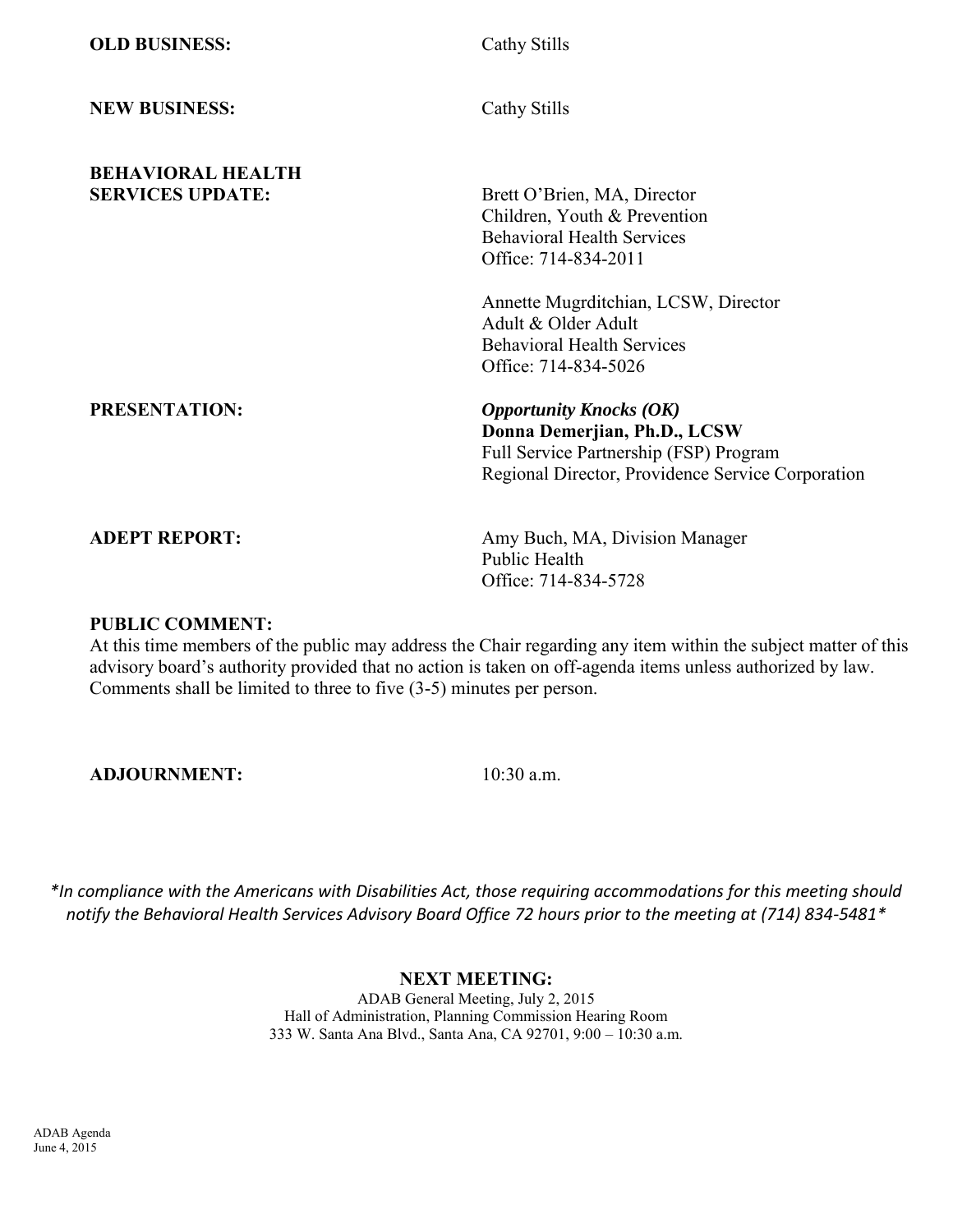**OLD BUSINESS:** Cathy Stills

**NEW BUSINESS:** Cathy Stills

**BEHAVIORAL HEALTH SERVICES UPDATE:**

Brett O'Brien, MA, Director
Children, Youth & Prevention
Behavioral Health Services
Office: 714-834-2011

Annette Mugrditchian, LCSW, Director
Adult & Older Adult
Behavioral Health Services
Office: 714-834-5026

**PRESENTATION:**

***Opportunity Knocks (OK)***
**Donna Demerjian, Ph.D., LCSW**
Full Service Partnership (FSP) Program
Regional Director, Providence Service Corporation

**ADEPT REPORT:**

Amy Buch, MA, Division Manager
Public Health
Office: 714-834-5728

**PUBLIC COMMENT:**
At this time members of the public may address the Chair regarding any item within the subject matter of this advisory board's authority provided that no action is taken on off-agenda items unless authorized by law. Comments shall be limited to three to five (3-5) minutes per person.

**ADJOURNMENT:** 10:30 a.m.

**In compliance with the Americans with Disabilities Act, those requiring accommodations for this meeting should notify the Behavioral Health Services Advisory Board Office 72 hours prior to the meeting at (714) 834-5481**

**NEXT MEETING:**
ADAB General Meeting, July 2, 2015
Hall of Administration, Planning Commission Hearing Room
333 W. Santa Ana Blvd., Santa Ana, CA 92701, 9:00 – 10:30 a.m.